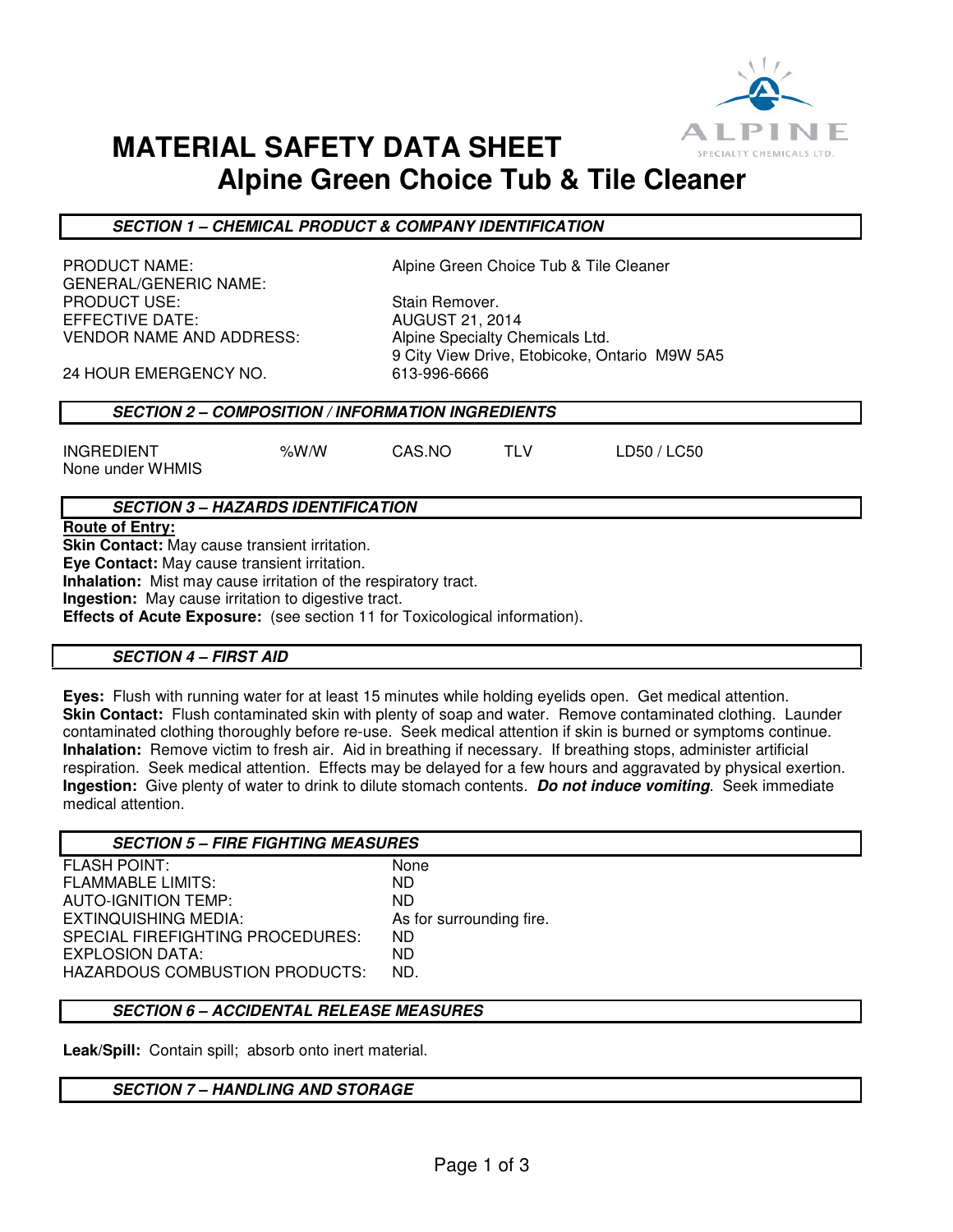# MATERIAL SAFETY DATA SHEET
## Alpine Green Choice Tub & Tile Cleaner

### *SECTION 1 – CHEMICAL PRODUCT & COMPANY IDENTIFICATION*

| | |
|---|---|
| PRODUCT NAME: | Alpine Green Choice Tub & Tile Cleaner |
| GENERAL/GENERIC NAME: | |
| PRODUCT USE: | Stain Remover. |
| EFFECTIVE DATE: | AUGUST 21, 2014 |
| VENDOR NAME AND ADDRESS: | Alpine Specialty Chemicals Ltd.<br>9 City View Drive, Etobicoke, Ontario M9W 5A5 |
| 24 HOUR EMERGENCY NO. | 613-996-6666 |

### *SECTION 2 – COMPOSITION / INFORMATION INGREDIENTS*

| INGREDIENT | %W/W | CAS.NO | TLV | LD50 / LC50 |
|---|---|---|---|---|
| None under WHMIS | | | | |

### *SECTION 3 – HAZARDS IDENTIFICATION*

**Route of Entry:**

**Skin Contact:** May cause transient irritation.
**Eye Contact:** May cause transient irritation.
**Inhalation:** Mist may cause irritation of the respiratory tract.
**Ingestion:** May cause irritation to digestive tract.
**Effects of Acute Exposure:** (see section 11 for Toxicological information).

### *SECTION 4 – FIRST AID*

**Eyes:** Flush with running water for at least 15 minutes while holding eyelids open. Get medical attention.
**Skin Contact:** Flush contaminated skin with plenty of soap and water. Remove contaminated clothing. Launder contaminated clothing thoroughly before re-use. Seek medical attention if skin is burned or symptoms continue.
**Inhalation:** Remove victim to fresh air. Aid in breathing if necessary. If breathing stops, administer artificial respiration. Seek medical attention. Effects may be delayed for a few hours and aggravated by physical exertion.
**Ingestion:** Give plenty of water to drink to dilute stomach contents. ***Do not induce vomiting***. Seek immediate medical attention.

### *SECTION 5 – FIRE FIGHTING MEASURES*

| | |
|---|---|
| FLASH POINT: | None |
| FLAMMABLE LIMITS: | ND |
| AUTO-IGNITION TEMP: | ND |
| EXTINQUISHING MEDIA: | As for surrounding fire. |
| SPECIAL FIREFIGHTING PROCEDURES: | ND |
| EXPLOSION DATA: | ND |
| HAZARDOUS COMBUSTION PRODUCTS: | ND. |

### *SECTION 6 – ACCIDENTAL RELEASE MEASURES*

**Leak/Spill:** Contain spill; absorb onto inert material.

### *SECTION 7 – HANDLING AND STORAGE*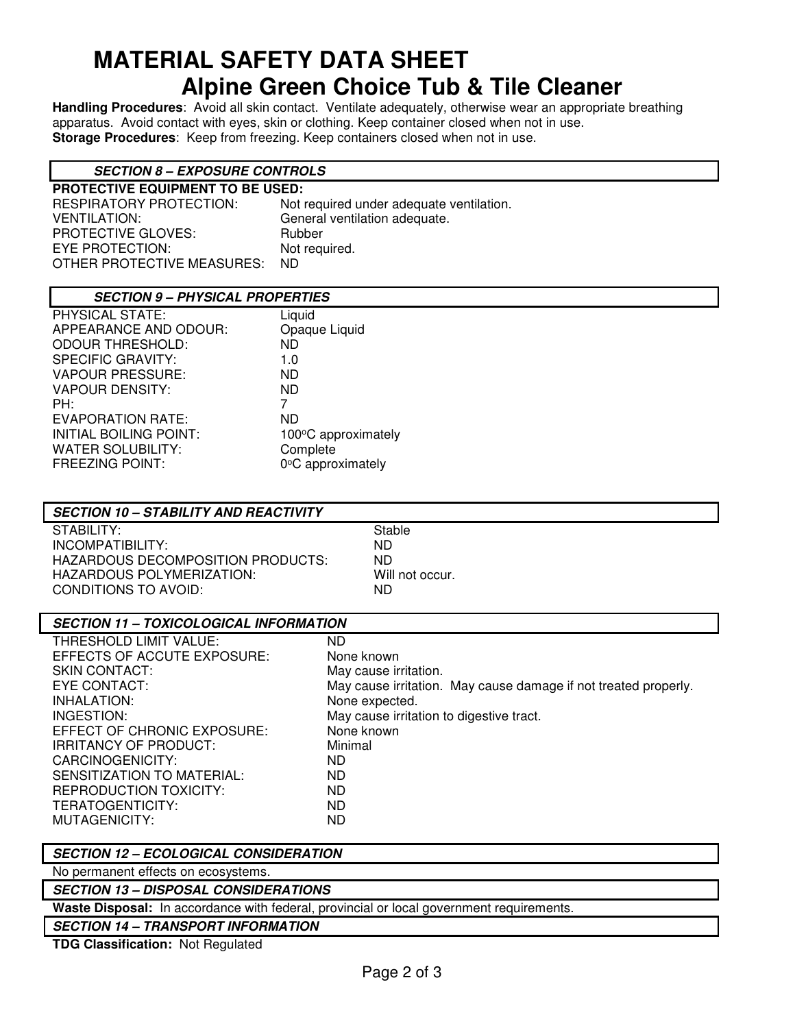# MATERIAL SAFETY DATA SHEET

## Alpine Green Choice Tub & Tile Cleaner

**Handling Procedures**: Avoid all skin contact. Ventilate adequately, otherwise wear an appropriate breathing apparatus. Avoid contact with eyes, skin or clothing. Keep container closed when not in use.
**Storage Procedures**: Keep from freezing. Keep containers closed when not in use.

### *SECTION 8 – EXPOSURE CONTROLS*

**PROTECTIVE EQUIPMENT TO BE USED:**

| | |
|---|---|
| RESPIRATORY PROTECTION: | Not required under adequate ventilation. |
| VENTILATION: | General ventilation adequate. |
| PROTECTIVE GLOVES: | Rubber |
| EYE PROTECTION: | Not required. |
| OTHER PROTECTIVE MEASURES: | ND |

### *SECTION 9 – PHYSICAL PROPERTIES*

| | |
|---|---|
| PHYSICAL STATE: | Liquid |
| APPEARANCE AND ODOUR: | Opaque Liquid |
| ODOUR THRESHOLD: | ND |
| SPECIFIC GRAVITY: | 1.0 |
| VAPOUR PRESSURE: | ND |
| VAPOUR DENSITY: | ND |
| PH: | 7 |
| EVAPORATION RATE: | ND |
| INITIAL BOILING POINT: | 100°C approximately |
| WATER SOLUBILITY: | Complete |
| FREEZING POINT: | 0°C approximately |

### *SECTION 10 – STABILITY AND REACTIVITY*

| | |
|---|---|
| STABILITY: | Stable |
| INCOMPATIBILITY: | ND |
| HAZARDOUS DECOMPOSITION PRODUCTS: | ND |
| HAZARDOUS POLYMERIZATION: | Will not occur. |
| CONDITIONS TO AVOID: | ND |

### *SECTION 11 – TOXICOLOGICAL INFORMATION*

| | |
|---|---|
| THRESHOLD LIMIT VALUE: | ND |
| EFFECTS OF ACCUTE EXPOSURE: | None known |
| SKIN CONTACT: | May cause irritation. |
| EYE CONTACT: | May cause irritation. May cause damage if not treated properly. |
| INHALATION: | None expected. |
| INGESTION: | May cause irritation to digestive tract. |
| EFFECT OF CHRONIC EXPOSURE: | None known |
| IRRITANCY OF PRODUCT: | Minimal |
| CARCINOGENICITY: | ND |
| SENSITIZATION TO MATERIAL: | ND |
| REPRODUCTION TOXICITY: | ND |
| TERATOGENTICITY: | ND |
| MUTAGENICITY: | ND |

### *SECTION 12 – ECOLOGICAL CONSIDERATION*

No permanent effects on ecosystems.

### *SECTION 13 – DISPOSAL CONSIDERATIONS*

**Waste Disposal:** In accordance with federal, provincial or local government requirements.

### *SECTION 14 – TRANSPORT INFORMATION*

**TDG Classification:** Not Regulated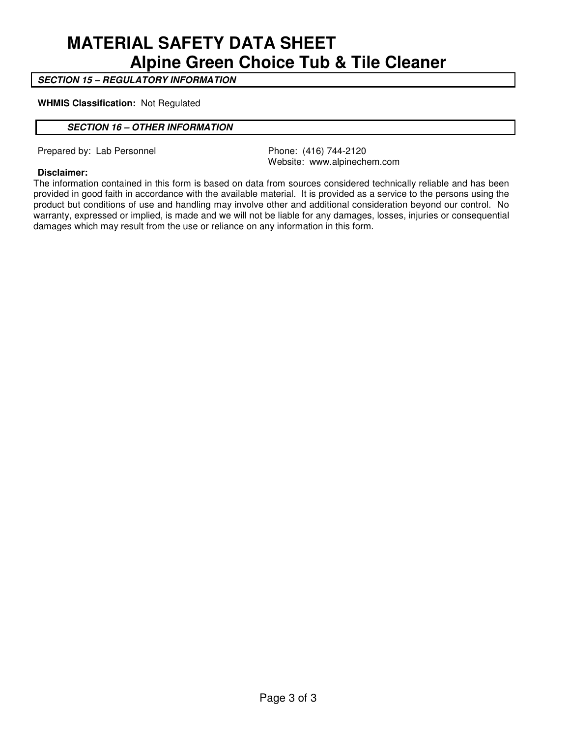# MATERIAL SAFETY DATA SHEET
## Alpine Green Choice Tub & Tile Cleaner

***SECTION 15 – REGULATORY INFORMATION***

**WHMIS Classification:** Not Regulated

***SECTION 16 – OTHER INFORMATION***

Prepared by: Lab Personnel

Phone: (416) 744-2120
Website: www.alpinechem.com

**Disclaimer:**

The information contained in this form is based on data from sources considered technically reliable and has been provided in good faith in accordance with the available material. It is provided as a service to the persons using the product but conditions of use and handling may involve other and additional consideration beyond our control. No warranty, expressed or implied, is made and we will not be liable for any damages, losses, injuries or consequential damages which may result from the use or reliance on any information in this form.